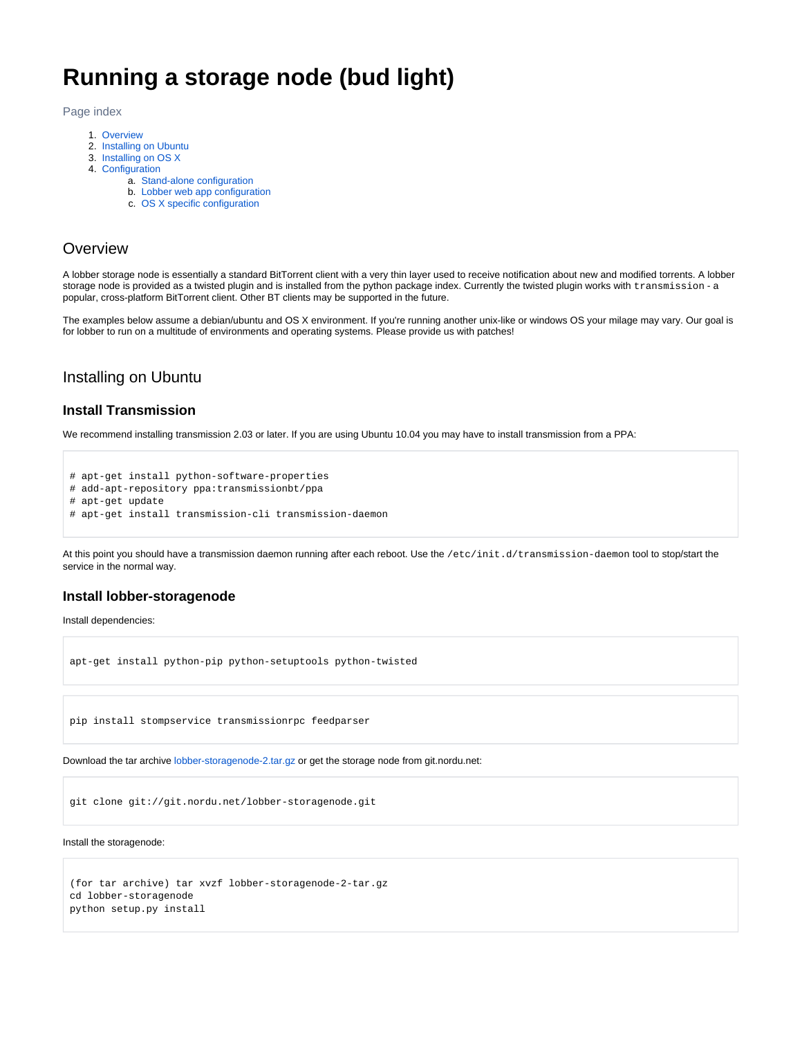# Running a storage node (bud light)

Page index

1. Overview
2. Installing on Ubuntu
3. Installing on OS X
4. Configuration
   a. Stand-alone configuration
   b. Lobber web app configuration
   c. OS X specific configuration

## Overview

A lobber storage node is essentially a standard BitTorrent client with a very thin layer used to receive notification about new and modified torrents. A lobber storage node is provided as a twisted plugin and is installed from the python package index. Currently the twisted plugin works with `transmission` - a popular, cross-platform BitTorrent client. Other BT clients may be supported in the future.

The examples below assume a debian/ubuntu and OS X environment. If you're running another unix-like or windows OS your milage may vary. Our goal is for lobber to run on a multitude of environments and operating systems. Please provide us with patches!

## Installing on Ubuntu

### Install Transmission

We recommend installing transmission 2.03 or later. If you are using Ubuntu 10.04 you may have to install transmission from a PPA:

```
# apt-get install python-software-properties
# add-apt-repository ppa:transmissionbt/ppa
# apt-get update
# apt-get install transmission-cli transmission-daemon
```

At this point you should have a transmission daemon running after each reboot. Use the `/etc/init.d/transmission-daemon` tool to stop/start the service in the normal way.

### Install lobber-storagenode

Install dependencies:

```
apt-get install python-pip python-setuptools python-twisted
```

```
pip install stompservice transmissionrpc feedparser
```

Download the tar archive lobber-storagenode-2.tar.gz or get the storage node from git.nordu.net:

```
git clone git://git.nordu.net/lobber-storagenode.git
```

Install the storagenode:

```
(for tar archive) tar xvzf lobber-storagenode-2-tar.gz
cd lobber-storagenode
python setup.py install
```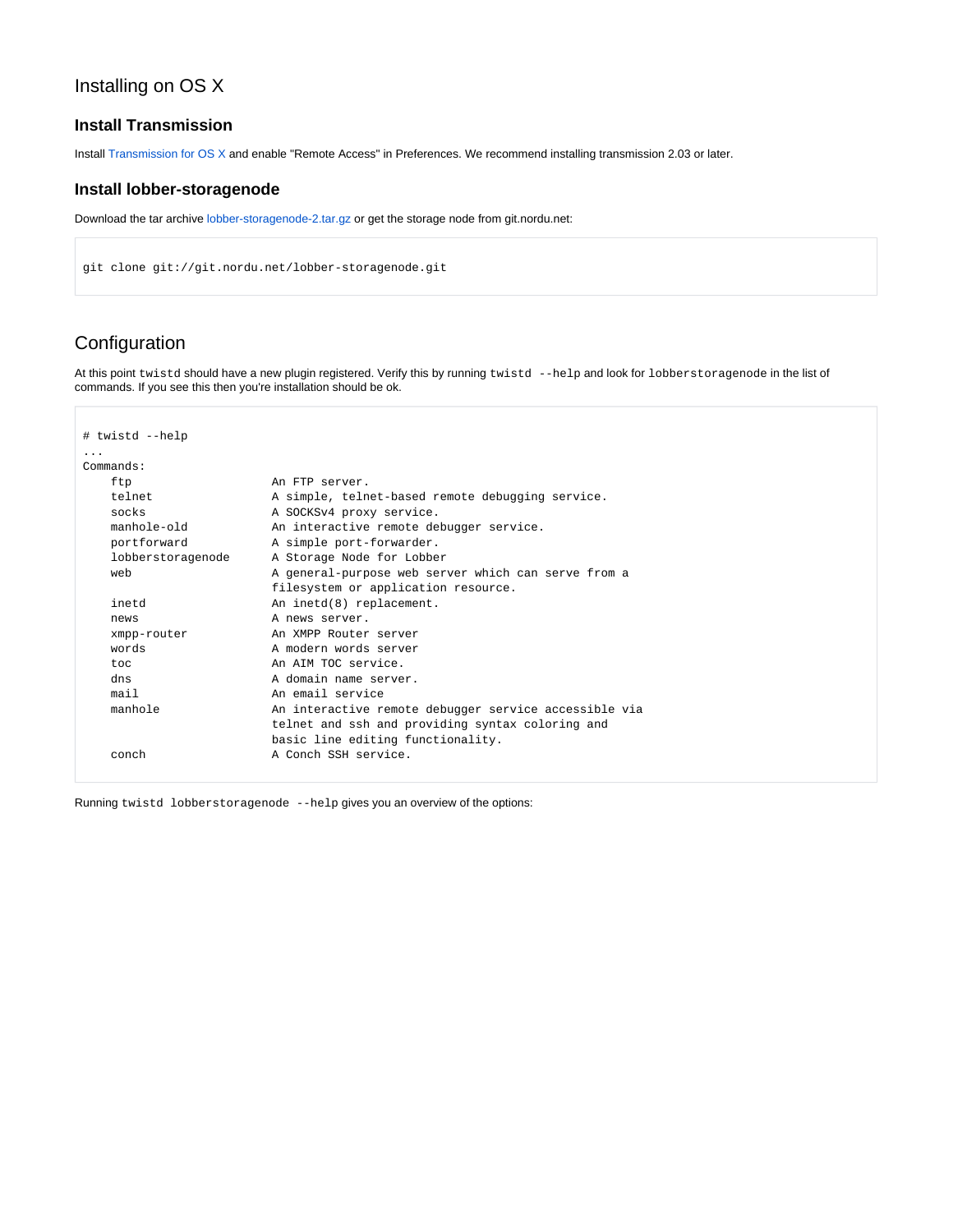## Installing on OS X

### Install Transmission

Install Transmission for OS X and enable "Remote Access" in Preferences. We recommend installing transmission 2.03 or later.

### Install lobber-storagenode

Download the tar archive lobber-storagenode-2.tar.gz or get the storage node from git.nordu.net:

```
git clone git://git.nordu.net/lobber-storagenode.git
```

## Configuration

At this point `twistd` should have a new plugin registered. Verify this by running `twistd --help` and look for `lobberstoragenode` in the list of commands. If you see this then you're installation should be ok.

```
# twistd --help
...
Commands:
    ftp                    An FTP server.
    telnet                 A simple, telnet-based remote debugging service.
    socks                  A SOCKSv4 proxy service.
    manhole-old            An interactive remote debugger service.
    portforward            A simple port-forwarder.
    lobberstoragenode      A Storage Node for Lobber
    web                    A general-purpose web server which can serve from a
                           filesystem or application resource.
    inetd                  An inetd(8) replacement.
    news                   A news server.
    xmpp-router            An XMPP Router server
    words                  A modern words server
    toc                    An AIM TOC service.
    dns                    A domain name server.
    mail                   An email service
    manhole                An interactive remote debugger service accessible via
                           telnet and ssh and providing syntax coloring and
                           basic line editing functionality.
    conch                  A Conch SSH service.
```

Running `twistd lobberstoragenode --help` gives you an overview of the options: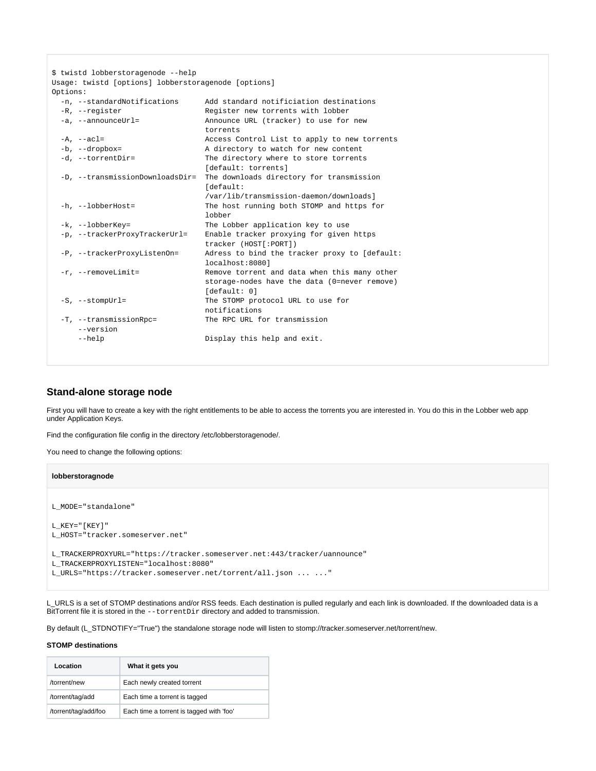```
$ twistd lobberstoragenode --help
Usage: twistd [options] lobberstoragenode [options]
Options:
  -n, --standardNotifications      Add standard notificiation destinations
  -R, --register                   Register new torrents with lobber
  -a, --announceUrl=               Announce URL (tracker) to use for new
                                   torrents
  -A, --acl=                       Access Control List to apply to new torrents
  -b, --dropbox=                   A directory to watch for new content
  -d, --torrentDir=                The directory where to store torrents
                                   [default: torrents]
  -D, --transmissionDownloadsDir=  The downloads directory for transmission
                                   [default:
                                   /var/lib/transmission-daemon/downloads]
  -h, --lobberHost=                The host running both STOMP and https for
                                   lobber
  -k, --lobberKey=                 The Lobber application key to use
  -p, --trackerProxyTrackerUrl=    Enable tracker proxying for given https
                                   tracker (HOST[:PORT])
  -P, --trackerProxyListenOn=      Adress to bind the tracker proxy to [default:
                                   localhost:8080]
  -r, --removeLimit=               Remove torrent and data when this many other
                                   storage-nodes have the data (0=never remove)
                                   [default: 0]
  -S, --stompUrl=                  The STOMP protocol URL to use for
                                   notifications
  -T, --transmissionRpc=           The RPC URL for transmission
      --version
      --help                       Display this help and exit.
```

## Stand-alone storage node

First you will have to create a key with the right entitlements to be able to access the torrents you are interested in. You do this in the Lobber web app under Application Keys.

Find the configuration file config in the directory /etc/lobberstoragenode/.

You need to change the following options:

**lobberstoragnode**

```
L_MODE="standalone"

L_KEY="[KEY]"
L_HOST="tracker.someserver.net"

L_TRACKERPROXYURL="https://tracker.someserver.net:443/tracker/uannounce"
L_TRACKERPROXYLISTEN="localhost:8080"
L_URLS="https://tracker.someserver.net/torrent/all.json ... ..."
```

L_URLS is a set of STOMP destinations and/or RSS feeds. Each destination is pulled regularly and each link is downloaded. If the downloaded data is a BitTorrent file it is stored in the `--torrentDir` directory and added to transmission.

By default (L_STDNOTIFY="True") the standalone storage node will listen to stomp://tracker.someserver.net/torrent/new.

**STOMP destinations**

| Location | What it gets you |
|---|---|
| /torrent/new | Each newly created torrent |
| /torrent/tag/add | Each time a torrent is tagged |
| /torrent/tag/add/foo | Each time a torrent is tagged with 'foo' |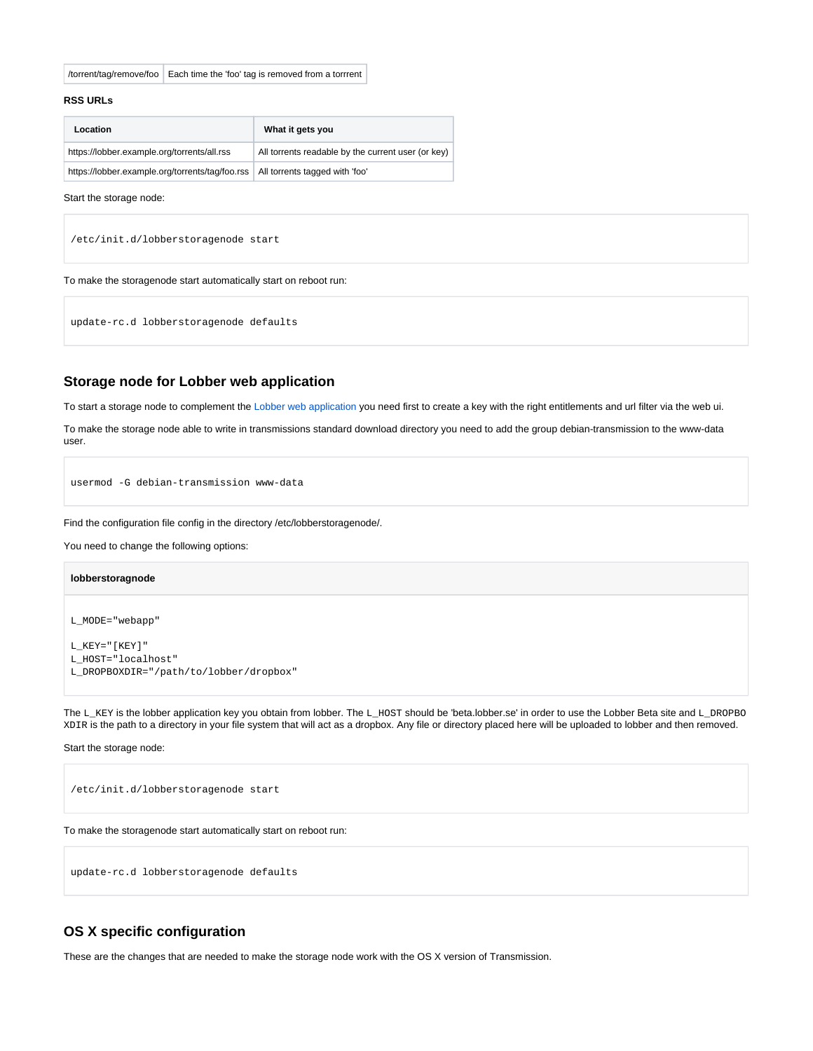| /torrent/tag/remove/foo | Each time the 'foo' tag is removed from a torrrent |
| --- | --- |

**RSS URLs**

| Location | What it gets you |
| --- | --- |
| https://lobber.example.org/torrents/all.rss | All torrents readable by the current user (or key) |
| https://lobber.example.org/torrents/tag/foo.rss | All torrents tagged with 'foo' |

Start the storage node:

```
/etc/init.d/lobberstoragenode start
```

To make the storagenode start automatically start on reboot run:

```
update-rc.d lobberstoragenode defaults
```

## Storage node for Lobber web application

To start a storage node to complement the Lobber web application you need first to create a key with the right entitlements and url filter via the web ui.

To make the storage node able to write in transmissions standard download directory you need to add the group debian-transmission to the www-data user.

```
usermod -G debian-transmission www-data
```

Find the configuration file config in the directory /etc/lobberstoragenode/.

You need to change the following options:

**lobberstoragnode**

```
L_MODE="webapp"

L_KEY="[KEY]"
L_HOST="localhost"
L_DROPBOXDIR="/path/to/lobber/dropbox"
```

The `L_KEY` is the lobber application key you obtain from lobber. The `L_HOST` should be 'beta.lobber.se' in order to use the Lobber Beta site and `L_DROPBOXDIR` is the path to a directory in your file system that will act as a dropbox. Any file or directory placed here will be uploaded to lobber and then removed.

Start the storage node:

```
/etc/init.d/lobberstoragenode start
```

To make the storagenode start automatically start on reboot run:

```
update-rc.d lobberstoragenode defaults
```

## OS X specific configuration

These are the changes that are needed to make the storage node work with the OS X version of Transmission.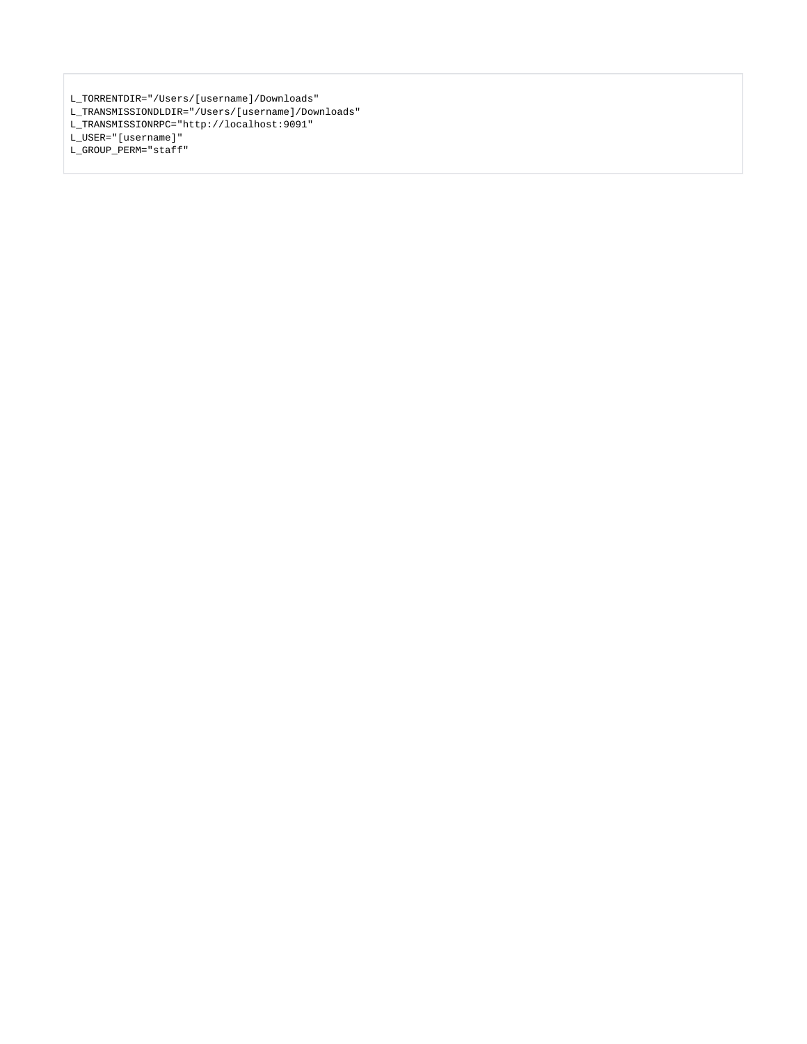```
L_TORRENTDIR="/Users/[username]/Downloads"
L_TRANSMISSIONDLDIR="/Users/[username]/Downloads"
L_TRANSMISSIONRPC="http://localhost:9091"
L_USER="[username]"
L_GROUP_PERM="staff"
```